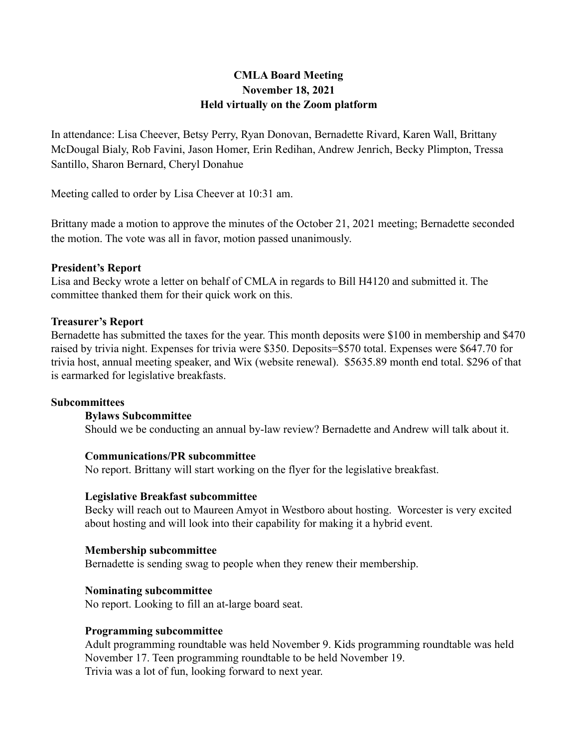# CMLA Board Meeting
## November 18, 2021
## Held virtually on the Zoom platform

In attendance: Lisa Cheever, Betsy Perry, Ryan Donovan, Bernadette Rivard, Karen Wall, Brittany McDougal Bialy, Rob Favini, Jason Homer, Erin Redihan, Andrew Jenrich, Becky Plimpton, Tressa Santillo, Sharon Bernard, Cheryl Donahue

Meeting called to order by Lisa Cheever at 10:31 am.

Brittany made a motion to approve the minutes of the October 21, 2021 meeting; Bernadette seconded the motion. The vote was all in favor, motion passed unanimously.

**President's Report**

Lisa and Becky wrote a letter on behalf of CMLA in regards to Bill H4120 and submitted it. The committee thanked them for their quick work on this.

**Treasurer's Report**

Bernadette has submitted the taxes for the year. This month deposits were $100 in membership and $470 raised by trivia night. Expenses for trivia were $350. Deposits=$570 total. Expenses were $647.70 for trivia host, annual meeting speaker, and Wix (website renewal). $5635.89 month end total. $296 of that is earmarked for legislative breakfasts.

**Subcommittees**

**Bylaws Subcommittee**

Should we be conducting an annual by-law review? Bernadette and Andrew will talk about it.

**Communications/PR subcommittee**

No report. Brittany will start working on the flyer for the legislative breakfast.

**Legislative Breakfast subcommittee**

Becky will reach out to Maureen Amyot in Westboro about hosting. Worcester is very excited about hosting and will look into their capability for making it a hybrid event.

**Membership subcommittee**

Bernadette is sending swag to people when they renew their membership.

**Nominating subcommittee**

No report. Looking to fill an at-large board seat.

**Programming subcommittee**

Adult programming roundtable was held November 9. Kids programming roundtable was held November 17. Teen programming roundtable to be held November 19.
Trivia was a lot of fun, looking forward to next year.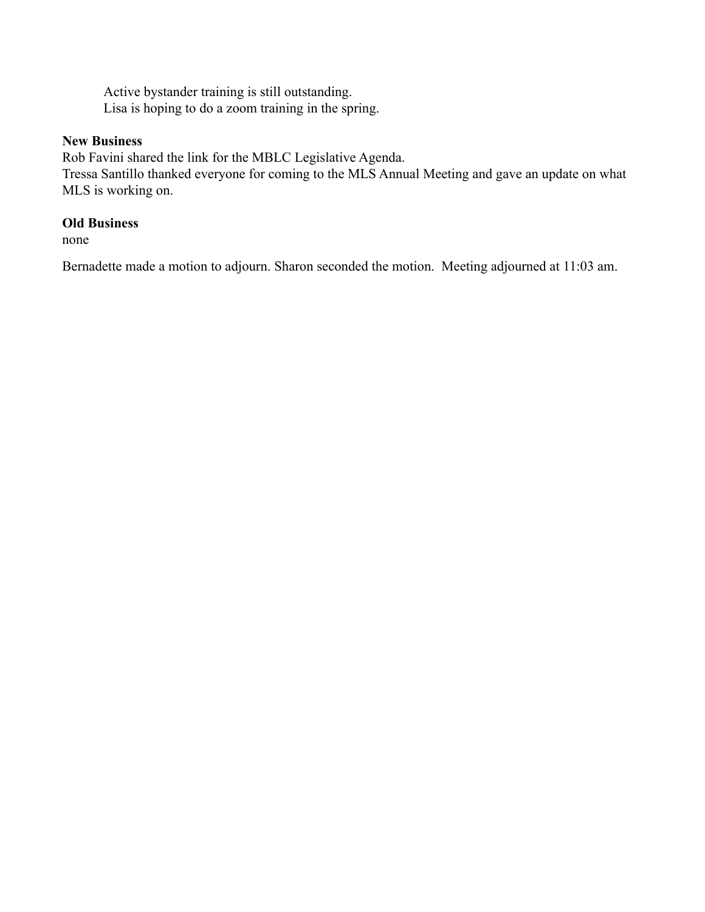Active bystander training is still outstanding.
Lisa is hoping to do a zoom training in the spring.

**New Business**
Rob Favini shared the link for the MBLC Legislative Agenda.
Tressa Santillo thanked everyone for coming to the MLS Annual Meeting and gave an update on what MLS is working on.

**Old Business**
none

Bernadette made a motion to adjourn. Sharon seconded the motion. Meeting adjourned at 11:03 am.